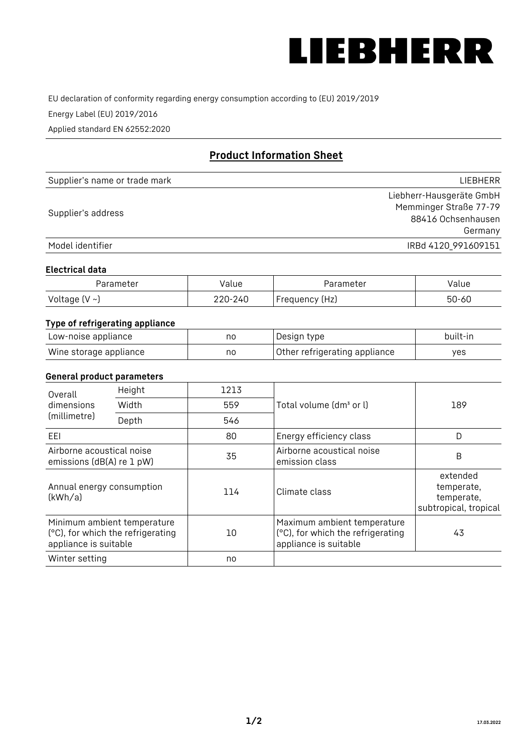LIEBHERR

EU declaration of conformity regarding energy consumption according to (EU) 2019/2019

Energy Label (EU) 2019/2016

Applied standard EN 62552:2020

## Product Information Sheet

| | |
|---|---|
| Supplier's name or trade mark | LIEBHERR |
| Supplier's address | Liebherr-Hausgeräte GmbH<br>Memminger Straße 77-79<br>88416 Ochsenhausen<br>Germany |
| Model identifier | IRBd 4120_991609151 |

### Electrical data

| Parameter | Value | Parameter | Value |
|---|---|---|---|
| Voltage (V ~) | 220-240 | Frequency (Hz) | 50-60 |

### Type of refrigerating appliance

| | | | |
|---|---|---|---|
| Low-noise appliance | no | Design type | built-in |
| Wine storage appliance | no | Other refrigerating appliance | yes |

### General product parameters

| | | | | |
|---|---|---|---|---|
| Overall dimensions (millimetre) | Height | 1213 | Total volume (dm³ or l) | 189 |
| | Width | 559 | | |
| | Depth | 546 | | |
| EEI | | 80 | Energy efficiency class | D |
| Airborne acoustical noise emissions (dB(A) re 1 pW) | | 35 | Airborne acoustical noise emission class | B |
| Annual energy consumption (kWh/a) | | 114 | Climate class | extended temperate, temperate, subtropical, tropical |
| Minimum ambient temperature (°C), for which the refrigerating appliance is suitable | | 10 | Maximum ambient temperature (°C), for which the refrigerating appliance is suitable | 43 |
| Winter setting | | no | | |

17.03.2022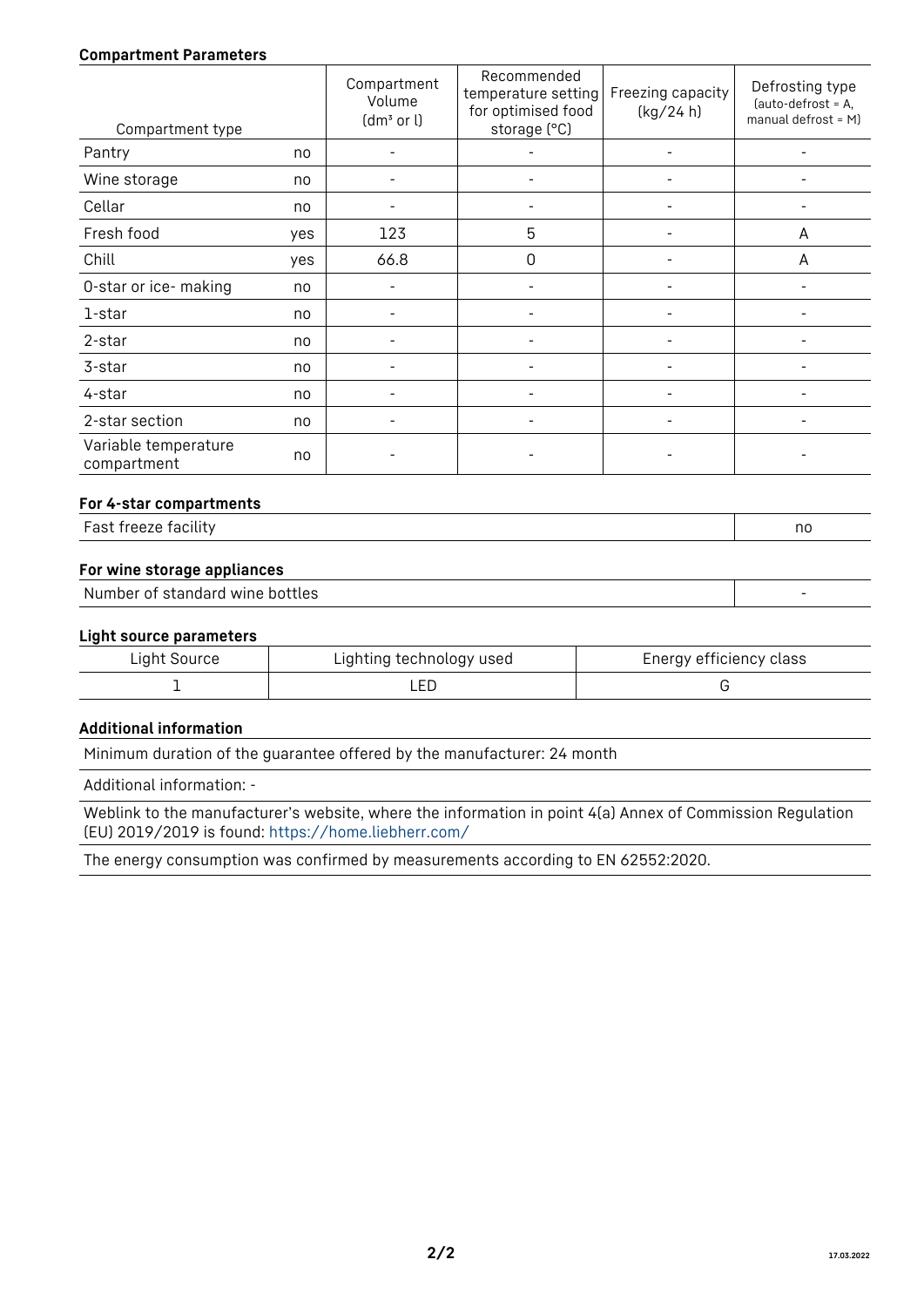**Compartment Parameters**

| Compartment type | | Compartment Volume (dm³ or l) | Recommended temperature setting for optimised food storage (°C) | Freezing capacity (kg/24 h) | Defrosting type (auto-defrost = A, manual defrost = M) |
|---|---|---|---|---|---|
| Pantry | no | - | - | - | - |
| Wine storage | no | - | - | - | - |
| Cellar | no | - | - | - | - |
| Fresh food | yes | 123 | 5 | - | A |
| Chill | yes | 66.8 | 0 | - | A |
| 0-star or ice- making | no | - | - | - | - |
| 1-star | no | - | - | - | - |
| 2-star | no | - | - | - | - |
| 3-star | no | - | - | - | - |
| 4-star | no | - | - | - | - |
| 2-star section | no | - | - | - | - |
| Variable temperature compartment | no | - | - | - | - |

**For 4-star compartments**

| | |
|---|---|
| Fast freeze facility | no |

**For wine storage appliances**

| | |
|---|---|
| Number of standard wine bottles | - |

**Light source parameters**

| Light Source | Lighting technology used | Energy efficiency class |
|---|---|---|
| 1 | LED | G |

**Additional information**

Minimum duration of the guarantee offered by the manufacturer: 24 month

Additional information: -

Weblink to the manufacturer's website, where the information in point 4(a) Annex of Commission Regulation (EU) 2019/2019 is found: https://home.liebherr.com/

The energy consumption was confirmed by measurements according to EN 62552:2020.

17.03.2022